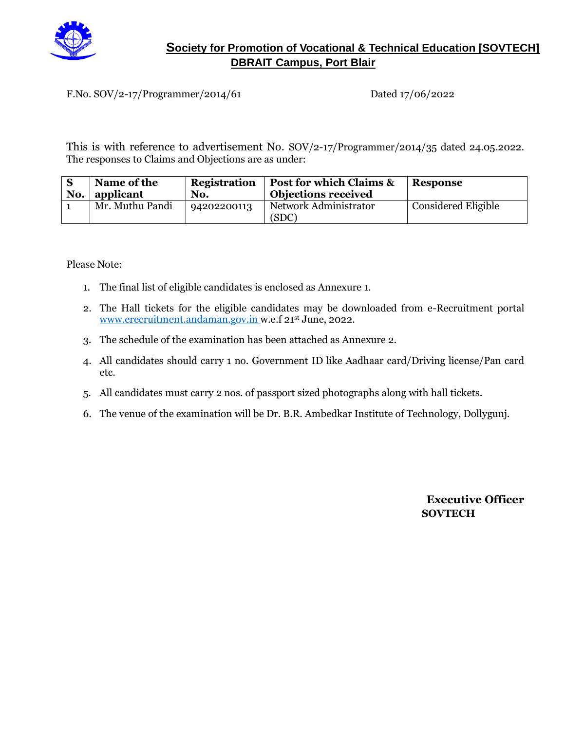# Society for Promotion of Vocational & Technical Education [SOVTECH]
## DBRAIT Campus, Port Blair

F.No. SOV/2-17/Programmer/2014/61 Dated 17/06/2022

This is with reference to advertisement No. SOV/2-17/Programmer/2014/35 dated 24.05.2022. The responses to Claims and Objections are as under:

| S No. | Name of the applicant | Registration No. | Post for which Claims & Objections received | Response |
|---|---|---|---|---|
| 1 | Mr. Muthu Pandi | 94202200113 | Network Administrator (SDC) | Considered Eligible |

Please Note:

1. The final list of eligible candidates is enclosed as Annexure 1.
2. The Hall tickets for the eligible candidates may be downloaded from e-Recruitment portal www.erecruitment.andaman.gov.in w.e.f 21st June, 2022.
3. The schedule of the examination has been attached as Annexure 2.
4. All candidates should carry 1 no. Government ID like Aadhaar card/Driving license/Pan card etc.
5. All candidates must carry 2 nos. of passport sized photographs along with hall tickets.
6. The venue of the examination will be Dr. B.R. Ambedkar Institute of Technology, Dollygunj.

**Executive Officer**
**SOVTECH**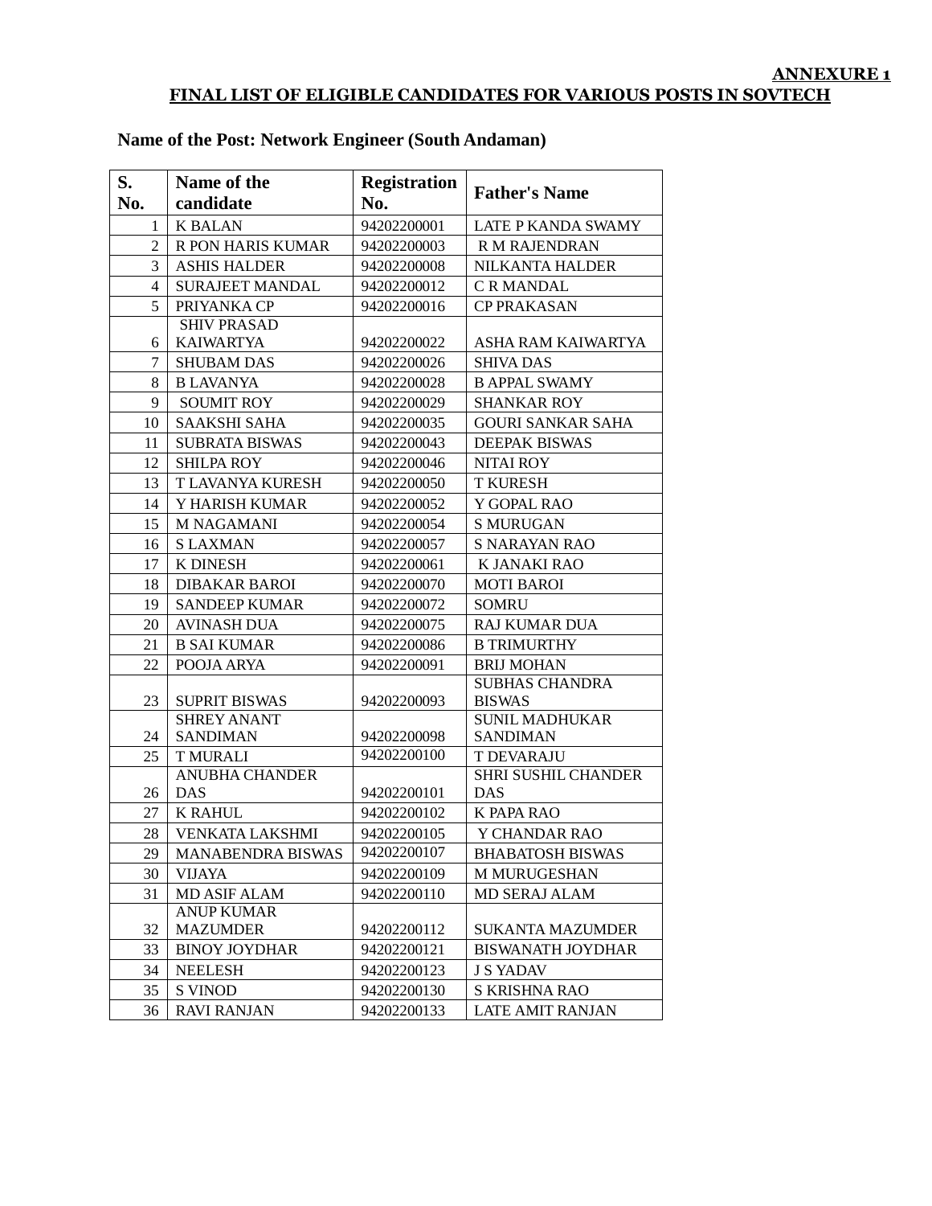**ANNEXURE 1**

**FINAL LIST OF ELIGIBLE CANDIDATES FOR VARIOUS POSTS IN SOVTECH**

**Name of the Post: Network Engineer (South Andaman)**

| S. No. | Name of the candidate | Registration No. | Father's Name |
|---|---|---|---|
| 1 | K BALAN | 94202200001 | LATE P KANDA SWAMY |
| 2 | R PON HARIS KUMAR | 94202200003 | R M RAJENDRAN |
| 3 | ASHIS HALDER | 94202200008 | NILKANTA HALDER |
| 4 | SURAJEET MANDAL | 94202200012 | C R MANDAL |
| 5 | PRIYANKA CP | 94202200016 | CP PRAKASAN |
| 6 | SHIV PRASAD KAIWARTYA | 94202200022 | ASHA RAM KAIWARTYA |
| 7 | SHUBAM DAS | 94202200026 | SHIVA DAS |
| 8 | B LAVANYA | 94202200028 | B APPAL SWAMY |
| 9 | SOUMIT ROY | 94202200029 | SHANKAR ROY |
| 10 | SAAKSHI SAHA | 94202200035 | GOURI SANKAR SAHA |
| 11 | SUBRATA BISWAS | 94202200043 | DEEPAK BISWAS |
| 12 | SHILPA ROY | 94202200046 | NITAI ROY |
| 13 | T LAVANYA KURESH | 94202200050 | T KURESH |
| 14 | Y HARISH KUMAR | 94202200052 | Y GOPAL RAO |
| 15 | M NAGAMANI | 94202200054 | S MURUGAN |
| 16 | S LAXMAN | 94202200057 | S NARAYAN RAO |
| 17 | K DINESH | 94202200061 | K JANAKI RAO |
| 18 | DIBAKAR BAROI | 94202200070 | MOTI BAROI |
| 19 | SANDEEP KUMAR | 94202200072 | SOMRU |
| 20 | AVINASH DUA | 94202200075 | RAJ KUMAR DUA |
| 21 | B SAI KUMAR | 94202200086 | B TRIMURTHY |
| 22 | POOJA ARYA | 94202200091 | BRIJ MOHAN |
| 23 | SUPRIT BISWAS | 94202200093 | SUBHAS CHANDRA BISWAS |
| 24 | SHREY ANANT SANDIMAN | 94202200098 | SUNIL MADHUKAR SANDIMAN |
| 25 | T MURALI | 94202200100 | T DEVARAJU |
| 26 | ANUBHA CHANDER DAS | 94202200101 | SHRI SUSHIL CHANDER DAS |
| 27 | K RAHUL | 94202200102 | K PAPA RAO |
| 28 | VENKATA LAKSHMI | 94202200105 | Y CHANDAR RAO |
| 29 | MANABENDRA BISWAS | 94202200107 | BHABATOSH BISWAS |
| 30 | VIJAYA | 94202200109 | M MURUGESHAN |
| 31 | MD ASIF ALAM | 94202200110 | MD SERAJ ALAM |
| 32 | ANUP KUMAR MAZUMDER | 94202200112 | SUKANTA MAZUMDER |
| 33 | BINOY JOYDHAR | 94202200121 | BISWANATH JOYDHAR |
| 34 | NEELESH | 94202200123 | J S YADAV |
| 35 | S VINOD | 94202200130 | S KRISHNA RAO |
| 36 | RAVI RANJAN | 94202200133 | LATE AMIT RANJAN |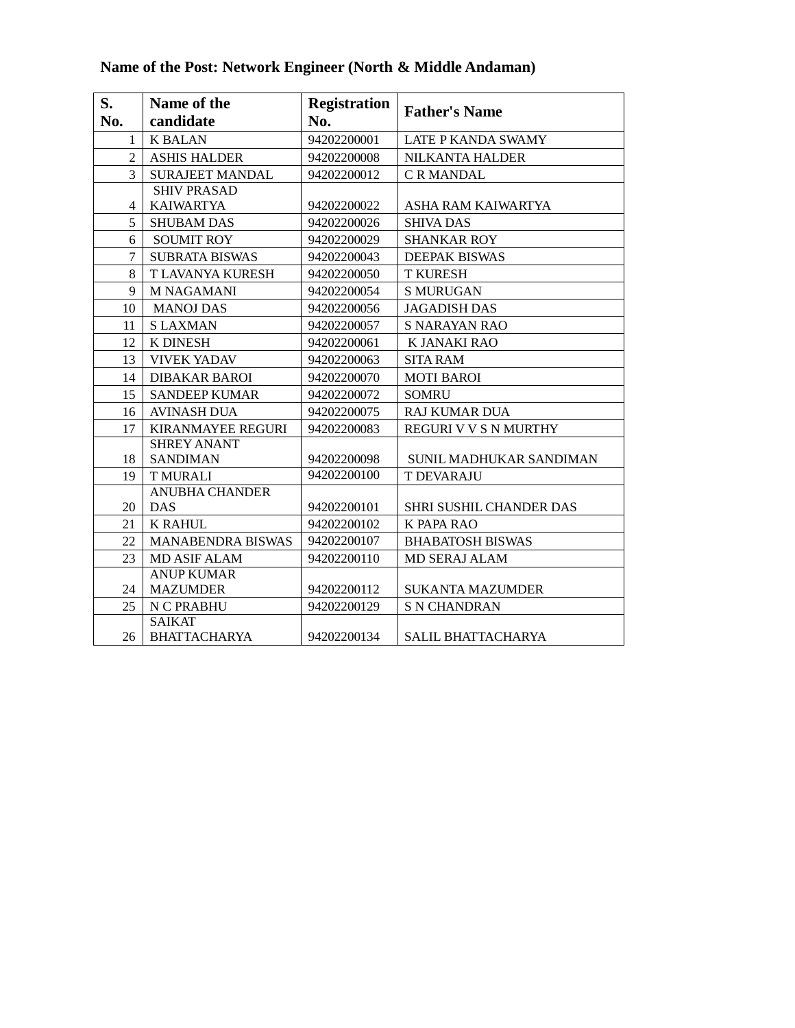**Name of the Post: Network Engineer (North & Middle Andaman)**

| S. No. | Name of the candidate | Registration No. | Father's Name |
|---|---|---|---|
| 1 | K BALAN | 94202200001 | LATE P KANDA SWAMY |
| 2 | ASHIS HALDER | 94202200008 | NILKANTA HALDER |
| 3 | SURAJEET MANDAL | 94202200012 | C R MANDAL |
| 4 | SHIV PRASAD KAIWARTYA | 94202200022 | ASHA RAM KAIWARTYA |
| 5 | SHUBAM DAS | 94202200026 | SHIVA DAS |
| 6 | SOUMIT ROY | 94202200029 | SHANKAR ROY |
| 7 | SUBRATA BISWAS | 94202200043 | DEEPAK BISWAS |
| 8 | T LAVANYA KURESH | 94202200050 | T KURESH |
| 9 | M NAGAMANI | 94202200054 | S MURUGAN |
| 10 | MANOJ DAS | 94202200056 | JAGADISH DAS |
| 11 | S LAXMAN | 94202200057 | S NARAYAN RAO |
| 12 | K DINESH | 94202200061 | K JANAKI RAO |
| 13 | VIVEK YADAV | 94202200063 | SITA RAM |
| 14 | DIBAKAR BAROI | 94202200070 | MOTI BAROI |
| 15 | SANDEEP KUMAR | 94202200072 | SOMRU |
| 16 | AVINASH DUA | 94202200075 | RAJ KUMAR DUA |
| 17 | KIRANMAYEE REGURI | 94202200083 | REGURI V V S N MURTHY |
| 18 | SHREY ANANT SANDIMAN | 94202200098 | SUNIL MADHUKAR SANDIMAN |
| 19 | T MURALI | 94202200100 | T DEVARAJU |
| 20 | ANUBHA CHANDER DAS | 94202200101 | SHRI SUSHIL CHANDER DAS |
| 21 | K RAHUL | 94202200102 | K PAPA RAO |
| 22 | MANABENDRA BISWAS | 94202200107 | BHABATOSH BISWAS |
| 23 | MD ASIF ALAM | 94202200110 | MD SERAJ ALAM |
| 24 | ANUP KUMAR MAZUMDER | 94202200112 | SUKANTA MAZUMDER |
| 25 | N C PRABHU | 94202200129 | S N CHANDRAN |
| 26 | SAIKAT BHATTACHARYA | 94202200134 | SALIL BHATTACHARYA |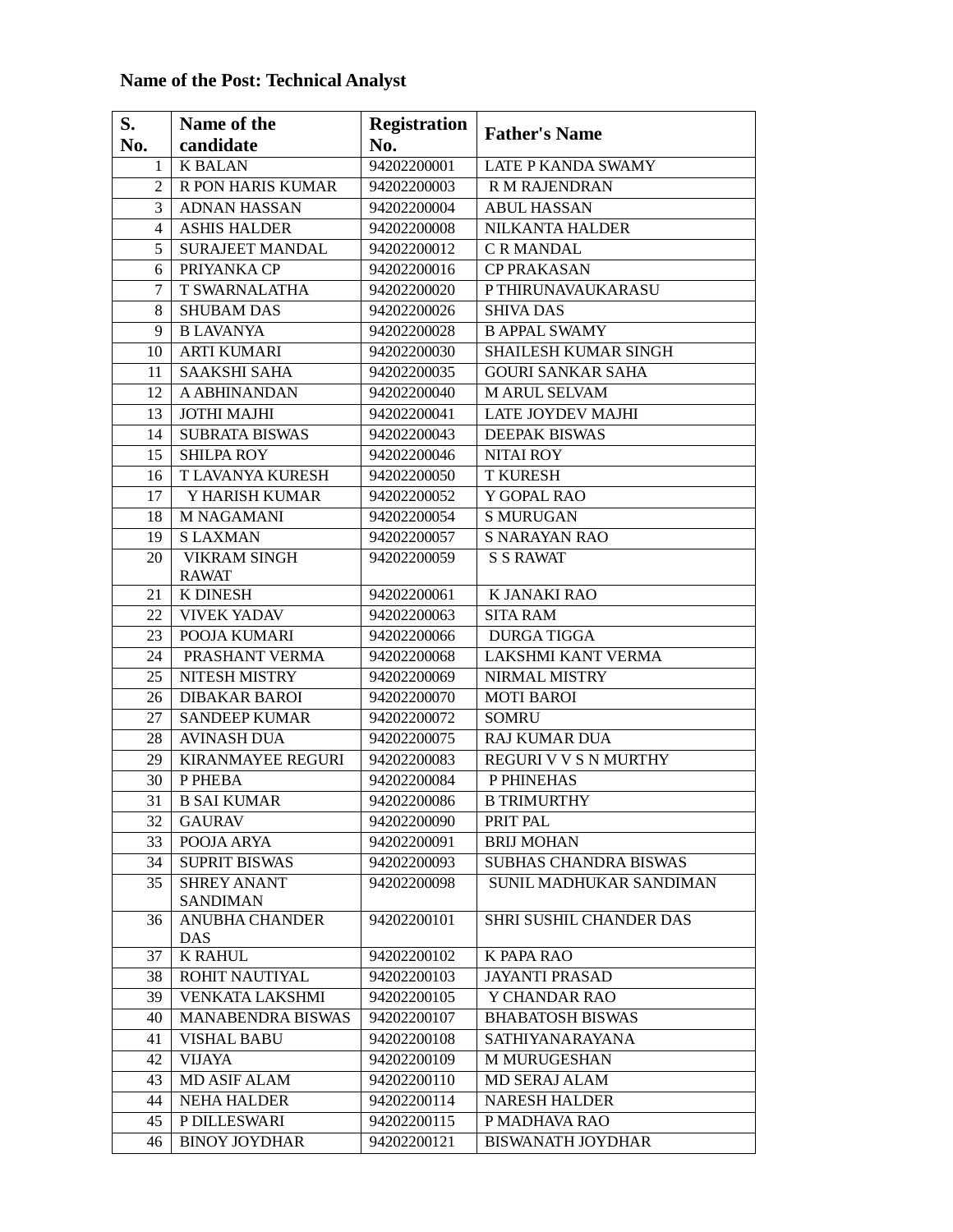**Name of the Post: Technical Analyst**

| S. No. | Name of the candidate | Registration No. | Father's Name |
|---|---|---|---|
| 1 | K BALAN | 94202200001 | LATE P KANDA SWAMY |
| 2 | R PON HARIS KUMAR | 94202200003 | R M RAJENDRAN |
| 3 | ADNAN HASSAN | 94202200004 | ABUL HASSAN |
| 4 | ASHIS HALDER | 94202200008 | NILKANTA HALDER |
| 5 | SURAJEET MANDAL | 94202200012 | C R MANDAL |
| 6 | PRIYANKA CP | 94202200016 | CP PRAKASAN |
| 7 | T SWARNALATHA | 94202200020 | P THIRUNAVAUKARASU |
| 8 | SHUBAM DAS | 94202200026 | SHIVA DAS |
| 9 | B LAVANYA | 94202200028 | B APPAL SWAMY |
| 10 | ARTI KUMARI | 94202200030 | SHAILESH KUMAR SINGH |
| 11 | SAAKSHI SAHA | 94202200035 | GOURI SANKAR SAHA |
| 12 | A ABHINANDAN | 94202200040 | M ARUL SELVAM |
| 13 | JOTHI MAJHI | 94202200041 | LATE JOYDEV MAJHI |
| 14 | SUBRATA BISWAS | 94202200043 | DEEPAK BISWAS |
| 15 | SHILPA ROY | 94202200046 | NITAI ROY |
| 16 | T LAVANYA KURESH | 94202200050 | T KURESH |
| 17 | Y HARISH KUMAR | 94202200052 | Y GOPAL RAO |
| 18 | M NAGAMANI | 94202200054 | S MURUGAN |
| 19 | S LAXMAN | 94202200057 | S NARAYAN RAO |
| 20 | VIKRAM SINGH RAWAT | 94202200059 | S S RAWAT |
| 21 | K DINESH | 94202200061 | K JANAKI RAO |
| 22 | VIVEK YADAV | 94202200063 | SITA RAM |
| 23 | POOJA KUMARI | 94202200066 | DURGA TIGGA |
| 24 | PRASHANT VERMA | 94202200068 | LAKSHMI KANT VERMA |
| 25 | NITESH MISTRY | 94202200069 | NIRMAL MISTRY |
| 26 | DIBAKAR BAROI | 94202200070 | MOTI BAROI |
| 27 | SANDEEP KUMAR | 94202200072 | SOMRU |
| 28 | AVINASH DUA | 94202200075 | RAJ KUMAR DUA |
| 29 | KIRANMAYEE REGURI | 94202200083 | REGURI V V S N MURTHY |
| 30 | P PHEBA | 94202200084 | P PHINEHAS |
| 31 | B SAI KUMAR | 94202200086 | B TRIMURTHY |
| 32 | GAURAV | 94202200090 | PRIT PAL |
| 33 | POOJA ARYA | 94202200091 | BRIJ MOHAN |
| 34 | SUPRIT BISWAS | 94202200093 | SUBHAS CHANDRA BISWAS |
| 35 | SHREY ANANT SANDIMAN | 94202200098 | SUNIL MADHUKAR SANDIMAN |
| 36 | ANUBHA CHANDER DAS | 94202200101 | SHRI SUSHIL CHANDER DAS |
| 37 | K RAHUL | 94202200102 | K PAPA RAO |
| 38 | ROHIT NAUTIYAL | 94202200103 | JAYANTI PRASAD |
| 39 | VENKATA LAKSHMI | 94202200105 | Y CHANDAR RAO |
| 40 | MANABENDRA BISWAS | 94202200107 | BHABATOSH BISWAS |
| 41 | VISHAL BABU | 94202200108 | SATHIYANARAYANA |
| 42 | VIJAYA | 94202200109 | M MURUGESHAN |
| 43 | MD ASIF ALAM | 94202200110 | MD SERAJ ALAM |
| 44 | NEHA HALDER | 94202200114 | NARESH HALDER |
| 45 | P DILLESWARI | 94202200115 | P MADHAVA RAO |
| 46 | BINOY JOYDHAR | 94202200121 | BISWANATH JOYDHAR |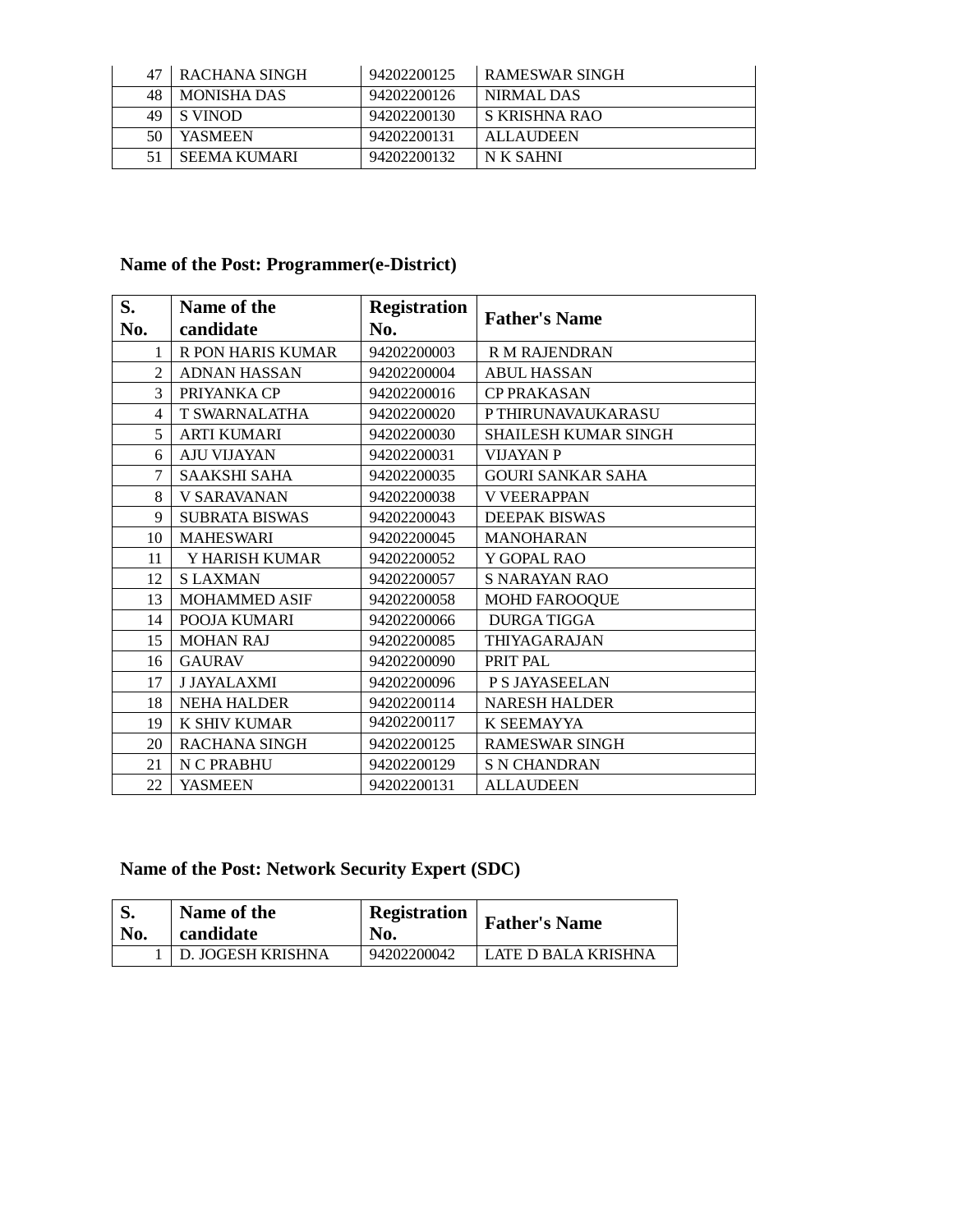| S. No. | Name of the candidate | Registration No. | Father's Name |
|---|---|---|---|
| 47 | RACHANA SINGH | 94202200125 | RAMESWAR SINGH |
| 48 | MONISHA DAS | 94202200126 | NIRMAL DAS |
| 49 | S VINOD | 94202200130 | S KRISHNA RAO |
| 50 | YASMEEN | 94202200131 | ALLAUDEEN |
| 51 | SEEMA KUMARI | 94202200132 | N K SAHNI |

### Name of the Post: Programmer(e-District)

| S. No. | Name of the candidate | Registration No. | Father's Name |
|---|---|---|---|
| 1 | R PON HARIS KUMAR | 94202200003 | R M RAJENDRAN |
| 2 | ADNAN HASSAN | 94202200004 | ABUL HASSAN |
| 3 | PRIYANKA CP | 94202200016 | CP PRAKASAN |
| 4 | T SWARNALATHA | 94202200020 | P THIRUNAVAUKARASU |
| 5 | ARTI KUMARI | 94202200030 | SHAILESH KUMAR SINGH |
| 6 | AJU VIJAYAN | 94202200031 | VIJAYAN P |
| 7 | SAAKSHI SAHA | 94202200035 | GOURI SANKAR SAHA |
| 8 | V SARAVANAN | 94202200038 | V VEERAPPAN |
| 9 | SUBRATA BISWAS | 94202200043 | DEEPAK BISWAS |
| 10 | MAHESWARI | 94202200045 | MANOHARAN |
| 11 | Y HARISH KUMAR | 94202200052 | Y GOPAL RAO |
| 12 | S LAXMAN | 94202200057 | S NARAYAN RAO |
| 13 | MOHAMMED ASIF | 94202200058 | MOHD FAROOQUE |
| 14 | POOJA KUMARI | 94202200066 | DURGA TIGGA |
| 15 | MOHAN RAJ | 94202200085 | THIYAGARAJAN |
| 16 | GAURAV | 94202200090 | PRIT PAL |
| 17 | J JAYALAXMI | 94202200096 | P S JAYASEELAN |
| 18 | NEHA HALDER | 94202200114 | NARESH HALDER |
| 19 | K SHIV KUMAR | 94202200117 | K SEEMAYYA |
| 20 | RACHANA SINGH | 94202200125 | RAMESWAR SINGH |
| 21 | N C PRABHU | 94202200129 | S N CHANDRAN |
| 22 | YASMEEN | 94202200131 | ALLAUDEEN |

### Name of the Post: Network Security Expert (SDC)

| S. No. | Name of the candidate | Registration No. | Father's Name |
|---|---|---|---|
| 1 | D. JOGESH KRISHNA | 94202200042 | LATE D BALA KRISHNA |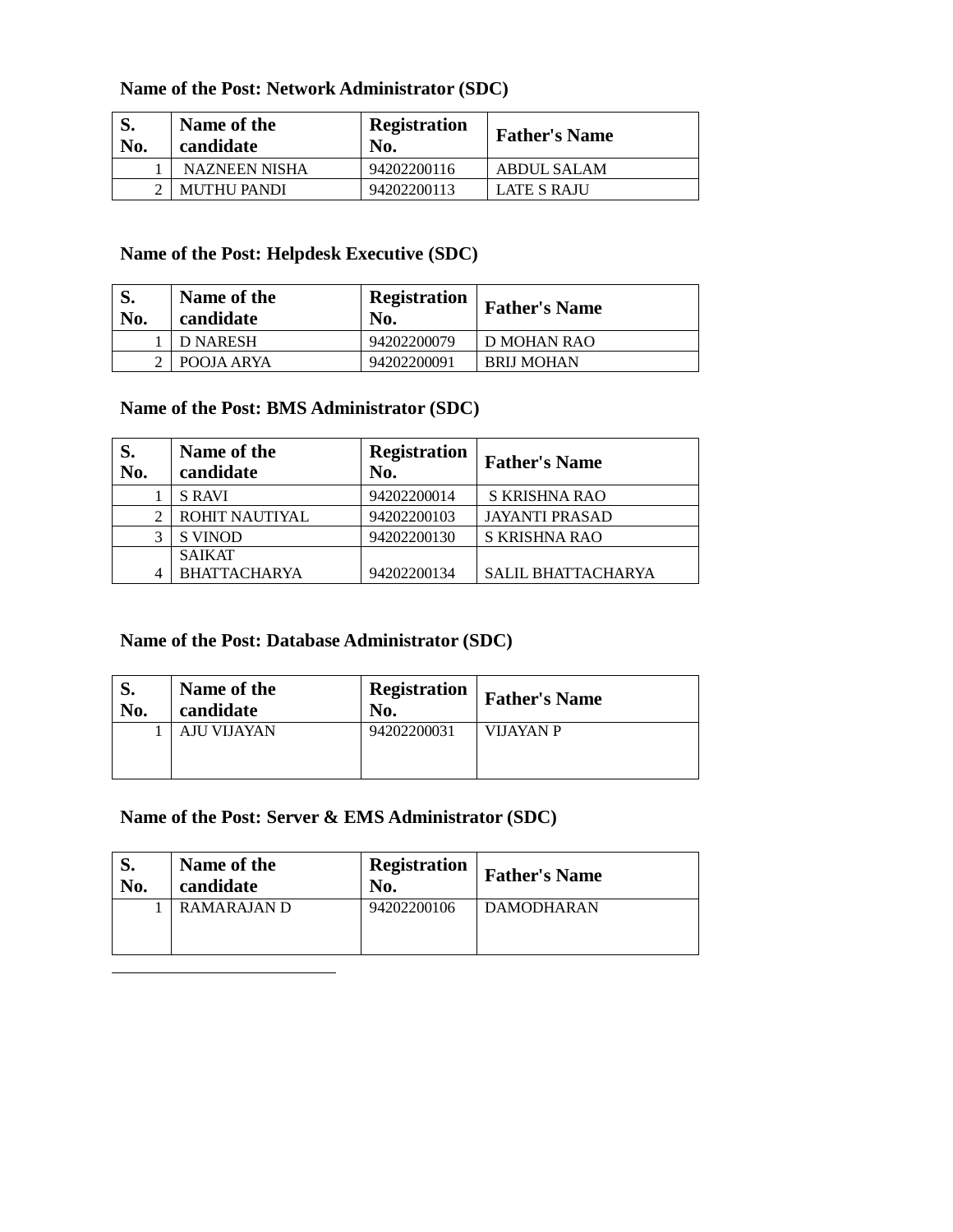**Name of the Post: Network Administrator (SDC)**

| S. No. | Name of the candidate | Registration No. | Father's Name |
|---|---|---|---|
| 1 | NAZNEEN NISHA | 94202200116 | ABDUL SALAM |
| 2 | MUTHU PANDI | 94202200113 | LATE S RAJU |

**Name of the Post: Helpdesk Executive (SDC)**

| S. No. | Name of the candidate | Registration No. | Father's Name |
|---|---|---|---|
| 1 | D NARESH | 94202200079 | D MOHAN RAO |
| 2 | POOJA ARYA | 94202200091 | BRIJ MOHAN |

**Name of the Post: BMS Administrator (SDC)**

| S. No. | Name of the candidate | Registration No. | Father's Name |
|---|---|---|---|
| 1 | S RAVI | 94202200014 | S KRISHNA RAO |
| 2 | ROHIT NAUTIYAL | 94202200103 | JAYANTI PRASAD |
| 3 | S VINOD | 94202200130 | S KRISHNA RAO |
| 4 | SAIKAT BHATTACHARYA | 94202200134 | SALIL BHATTACHARYA |

**Name of the Post: Database Administrator (SDC)**

| S. No. | Name of the candidate | Registration No. | Father's Name |
|---|---|---|---|
| 1 | AJU VIJAYAN | 94202200031 | VIJAYAN P |

**Name of the Post: Server & EMS Administrator (SDC)**

| S. No. | Name of the candidate | Registration No. | Father's Name |
|---|---|---|---|
| 1 | RAMARAJAN D | 94202200106 | DAMODHARAN |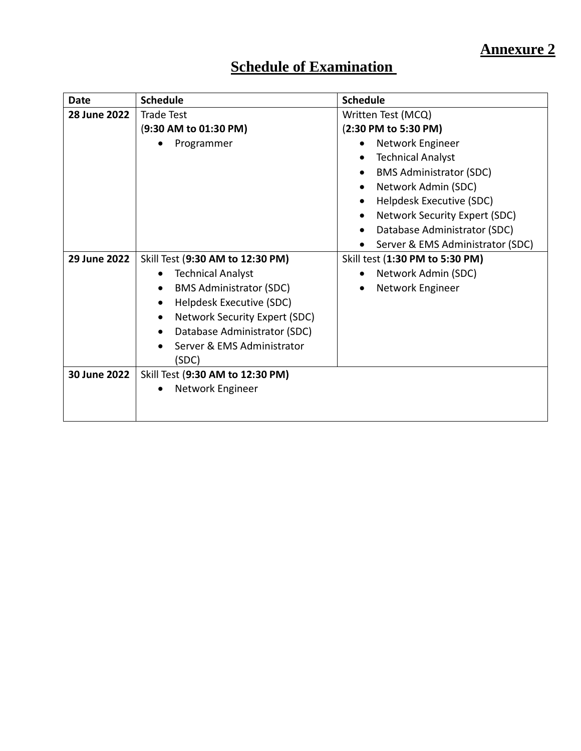**Annexure 2**

# Schedule of Examination

| Date | Schedule | Schedule |
|---|---|---|
| **28 June 2022** | Trade Test<br>(**9:30 AM to 01:30 PM**)<br>• Programmer | Written Test (MCQ)<br>(**2:30 PM to 5:30 PM**)<br>• Network Engineer<br>• Technical Analyst<br>• BMS Administrator (SDC)<br>• Network Admin (SDC)<br>• Helpdesk Executive (SDC)<br>• Network Security Expert (SDC)<br>• Database Administrator (SDC)<br>• Server & EMS Administrator (SDC) |
| **29 June 2022** | Skill Test (**9:30 AM to 12:30 PM**)<br>• Technical Analyst<br>• BMS Administrator (SDC)<br>• Helpdesk Executive (SDC)<br>• Network Security Expert (SDC)<br>• Database Administrator (SDC)<br>• Server & EMS Administrator (SDC) | Skill test (**1:30 PM to 5:30 PM**)<br>• Network Admin (SDC)<br>• Network Engineer |
| **30 June 2022** | Skill Test (**9:30 AM to 12:30 PM**)<br>• Network Engineer | |